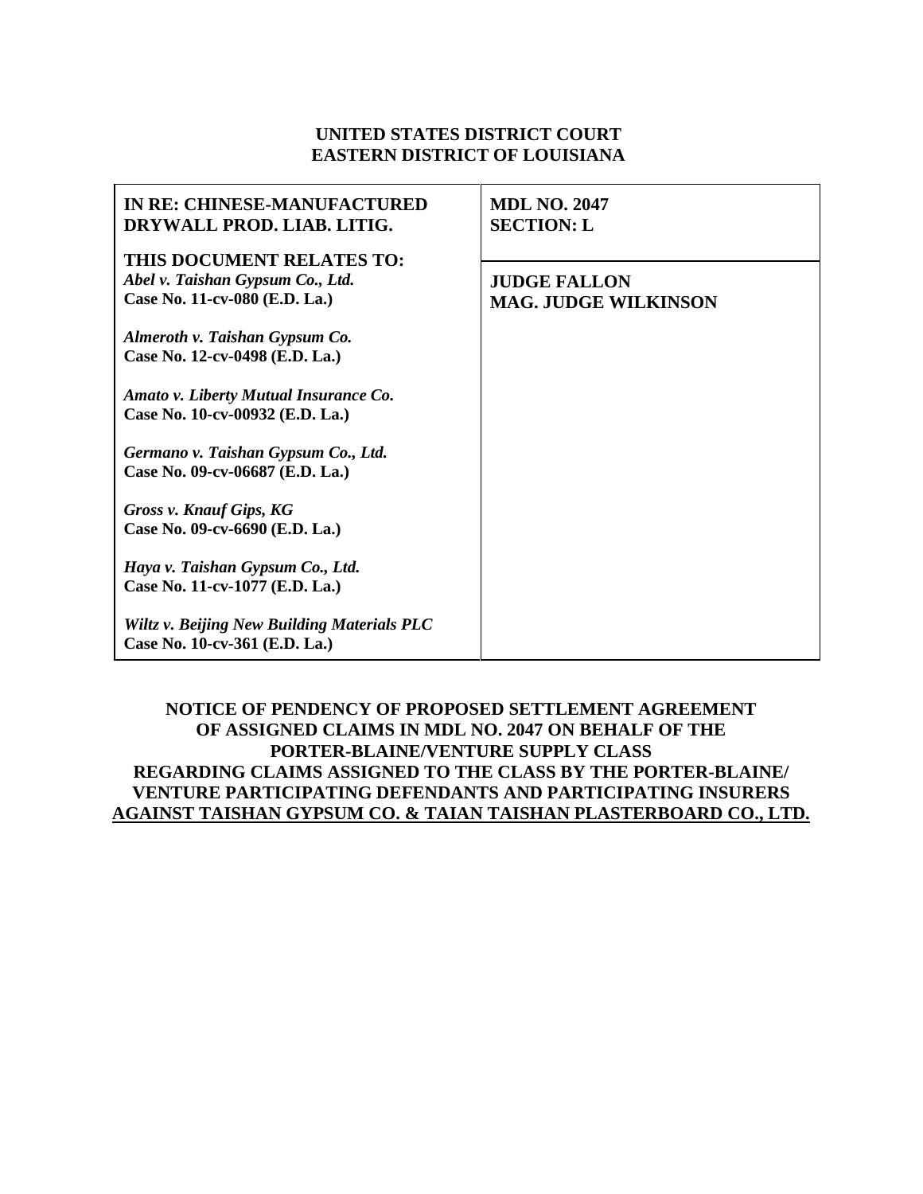**UNITED STATES DISTRICT COURT**
**EASTERN DISTRICT OF LOUISIANA**

| **IN RE: CHINESE-MANUFACTURED DRYWALL PROD. LIAB. LITIG.** | **MDL NO. 2047** **SECTION: L** |
|---|---|
| **THIS DOCUMENT RELATES TO:** ***Abel v. Taishan Gypsum Co., Ltd.*** **Case No. 11-cv-080 (E.D. La.)** ***Almeroth v. Taishan Gypsum Co.*** **Case No. 12-cv-0498 (E.D. La.)** ***Amato v. Liberty Mutual Insurance Co.*** **Case No. 10-cv-00932 (E.D. La.)** ***Germano v. Taishan Gypsum Co., Ltd.*** **Case No. 09-cv-06687 (E.D. La.)** ***Gross v. Knauf Gips, KG*** **Case No. 09-cv-6690 (E.D. La.)** ***Haya v. Taishan Gypsum Co., Ltd.*** **Case No. 11-cv-1077 (E.D. La.)** ***Wiltz v. Beijing New Building Materials PLC*** **Case No. 10-cv-361 (E.D. La.)** | **JUDGE FALLON** **MAG. JUDGE WILKINSON** |

**NOTICE OF PENDENCY OF PROPOSED SETTLEMENT AGREEMENT OF ASSIGNED CLAIMS IN MDL NO. 2047 ON BEHALF OF THE PORTER-BLAINE/VENTURE SUPPLY CLASS REGARDING CLAIMS ASSIGNED TO THE CLASS BY THE PORTER-BLAINE/ VENTURE PARTICIPATING DEFENDANTS AND PARTICIPATING INSURERS <u>AGAINST TAISHAN GYPSUM CO. & TAIAN TAISHAN PLASTERBOARD CO., LTD.</u>**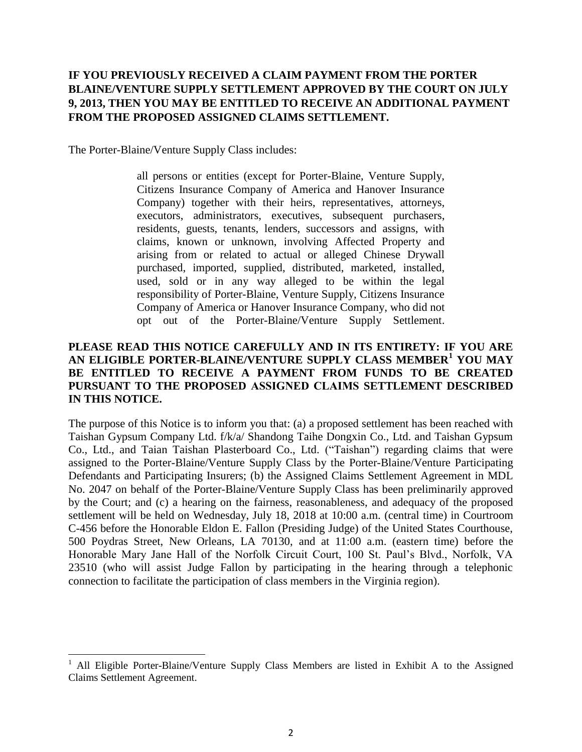**IF YOU PREVIOUSLY RECEIVED A CLAIM PAYMENT FROM THE PORTER BLAINE/VENTURE SUPPLY SETTLEMENT APPROVED BY THE COURT ON JULY 9, 2013, THEN YOU MAY BE ENTITLED TO RECEIVE AN ADDITIONAL PAYMENT FROM THE PROPOSED ASSIGNED CLAIMS SETTLEMENT.**

The Porter-Blaine/Venture Supply Class includes:

> all persons or entities (except for Porter-Blaine, Venture Supply, Citizens Insurance Company of America and Hanover Insurance Company) together with their heirs, representatives, attorneys, executors, administrators, executives, subsequent purchasers, residents, guests, tenants, lenders, successors and assigns, with claims, known or unknown, involving Affected Property and arising from or related to actual or alleged Chinese Drywall purchased, imported, supplied, distributed, marketed, installed, used, sold or in any way alleged to be within the legal responsibility of Porter-Blaine, Venture Supply, Citizens Insurance Company of America or Hanover Insurance Company, who did not opt out of the Porter-Blaine/Venture Supply Settlement.

**PLEASE READ THIS NOTICE CAREFULLY AND IN ITS ENTIRETY: IF YOU ARE AN ELIGIBLE PORTER-BLAINE/VENTURE SUPPLY CLASS MEMBER[1] YOU MAY BE ENTITLED TO RECEIVE A PAYMENT FROM FUNDS TO BE CREATED PURSUANT TO THE PROPOSED ASSIGNED CLAIMS SETTLEMENT DESCRIBED IN THIS NOTICE.**

The purpose of this Notice is to inform you that: (a) a proposed settlement has been reached with Taishan Gypsum Company Ltd. f/k/a/ Shandong Taihe Dongxin Co., Ltd. and Taishan Gypsum Co., Ltd., and Taian Taishan Plasterboard Co., Ltd. ("Taishan") regarding claims that were assigned to the Porter-Blaine/Venture Supply Class by the Porter-Blaine/Venture Participating Defendants and Participating Insurers; (b) the Assigned Claims Settlement Agreement in MDL No. 2047 on behalf of the Porter-Blaine/Venture Supply Class has been preliminarily approved by the Court; and (c) a hearing on the fairness, reasonableness, and adequacy of the proposed settlement will be held on Wednesday, July 18, 2018 at 10:00 a.m. (central time) in Courtroom C-456 before the Honorable Eldon E. Fallon (Presiding Judge) of the United States Courthouse, 500 Poydras Street, New Orleans, LA 70130, and at 11:00 a.m. (eastern time) before the Honorable Mary Jane Hall of the Norfolk Circuit Court, 100 St. Paul's Blvd., Norfolk, VA 23510 (who will assist Judge Fallon by participating in the hearing through a telephonic connection to facilitate the participation of class members in the Virginia region).

---

[1] All Eligible Porter-Blaine/Venture Supply Class Members are listed in Exhibit A to the Assigned Claims Settlement Agreement.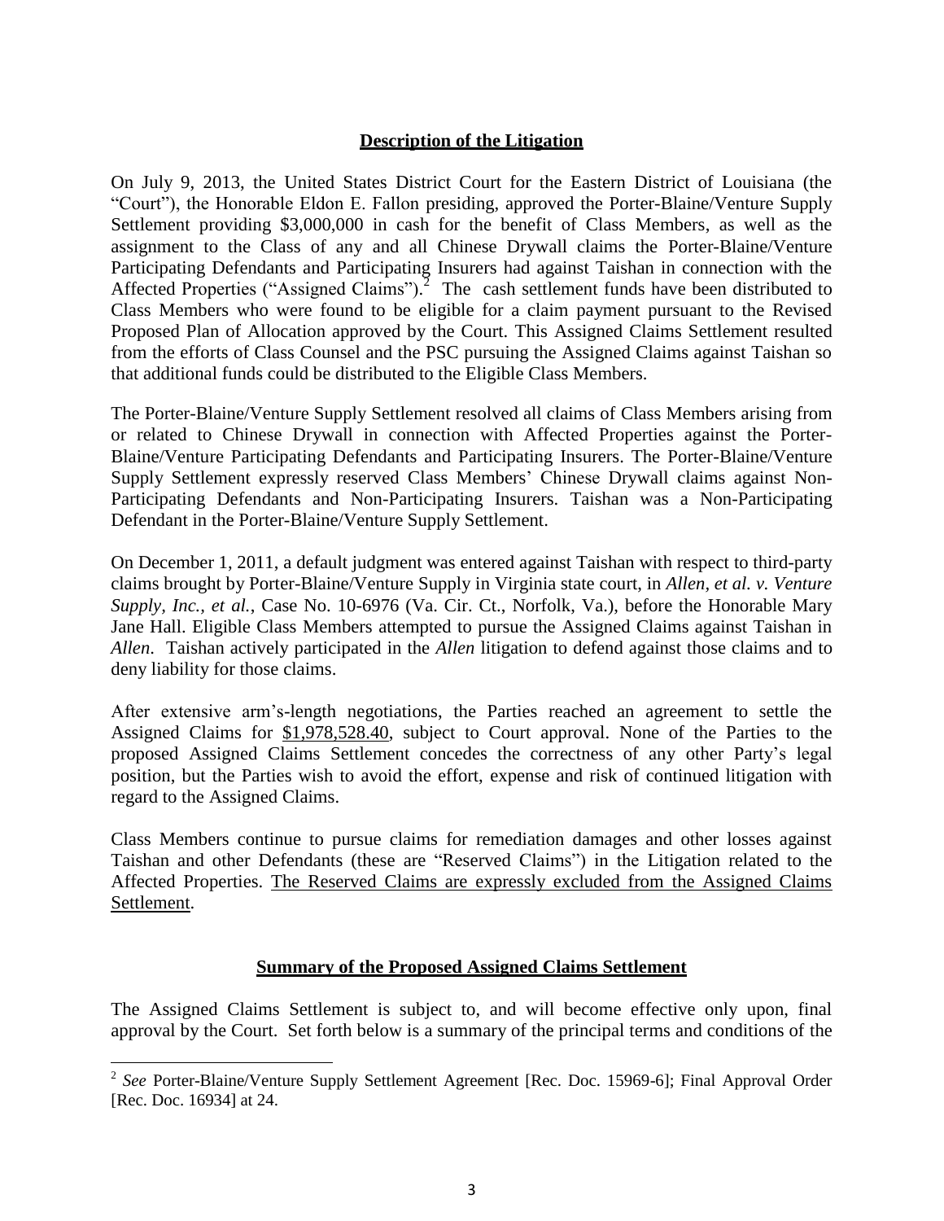## Description of the Litigation

On July 9, 2013, the United States District Court for the Eastern District of Louisiana (the "Court"), the Honorable Eldon E. Fallon presiding, approved the Porter-Blaine/Venture Supply Settlement providing $3,000,000 in cash for the benefit of Class Members, as well as the assignment to the Class of any and all Chinese Drywall claims the Porter-Blaine/Venture Participating Defendants and Participating Insurers had against Taishan in connection with the Affected Properties ("Assigned Claims").[2] The cash settlement funds have been distributed to Class Members who were found to be eligible for a claim payment pursuant to the Revised Proposed Plan of Allocation approved by the Court. This Assigned Claims Settlement resulted from the efforts of Class Counsel and the PSC pursuing the Assigned Claims against Taishan so that additional funds could be distributed to the Eligible Class Members.

The Porter-Blaine/Venture Supply Settlement resolved all claims of Class Members arising from or related to Chinese Drywall in connection with Affected Properties against the Porter-Blaine/Venture Participating Defendants and Participating Insurers. The Porter-Blaine/Venture Supply Settlement expressly reserved Class Members' Chinese Drywall claims against Non-Participating Defendants and Non-Participating Insurers. Taishan was a Non-Participating Defendant in the Porter-Blaine/Venture Supply Settlement.

On December 1, 2011, a default judgment was entered against Taishan with respect to third-party claims brought by Porter-Blaine/Venture Supply in Virginia state court, in *Allen, et al. v. Venture Supply, Inc., et al.*, Case No. 10-6976 (Va. Cir. Ct., Norfolk, Va.), before the Honorable Mary Jane Hall. Eligible Class Members attempted to pursue the Assigned Claims against Taishan in *Allen*. Taishan actively participated in the *Allen* litigation to defend against those claims and to deny liability for those claims.

After extensive arm's-length negotiations, the Parties reached an agreement to settle the Assigned Claims for <u>$1,978,528.40</u>, subject to Court approval. None of the Parties to the proposed Assigned Claims Settlement concedes the correctness of any other Party's legal position, but the Parties wish to avoid the effort, expense and risk of continued litigation with regard to the Assigned Claims.

Class Members continue to pursue claims for remediation damages and other losses against Taishan and other Defendants (these are "Reserved Claims") in the Litigation related to the Affected Properties. <u>The Reserved Claims are expressly excluded from the Assigned Claims Settlement</u>.

## Summary of the Proposed Assigned Claims Settlement

The Assigned Claims Settlement is subject to, and will become effective only upon, final approval by the Court. Set forth below is a summary of the principal terms and conditions of the

---

[2] *See* Porter-Blaine/Venture Supply Settlement Agreement [Rec. Doc. 15969-6]; Final Approval Order [Rec. Doc. 16934] at 24.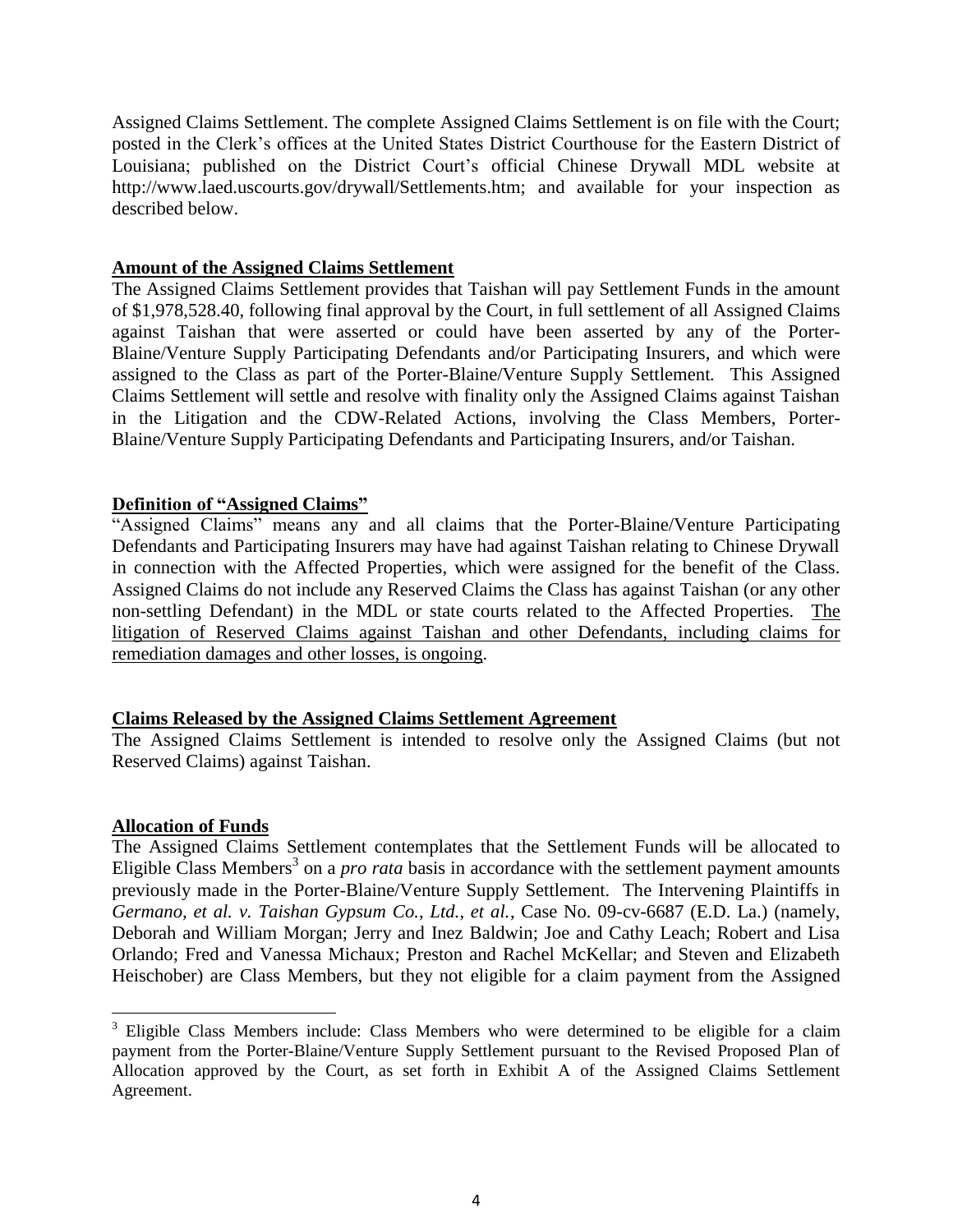Assigned Claims Settlement. The complete Assigned Claims Settlement is on file with the Court; posted in the Clerk's offices at the United States District Courthouse for the Eastern District of Louisiana; published on the District Court's official Chinese Drywall MDL website at http://www.laed.uscourts.gov/drywall/Settlements.htm; and available for your inspection as described below.

**Amount of the Assigned Claims Settlement**

The Assigned Claims Settlement provides that Taishan will pay Settlement Funds in the amount of $1,978,528.40, following final approval by the Court, in full settlement of all Assigned Claims against Taishan that were asserted or could have been asserted by any of the Porter-Blaine/Venture Supply Participating Defendants and/or Participating Insurers, and which were assigned to the Class as part of the Porter-Blaine/Venture Supply Settlement. This Assigned Claims Settlement will settle and resolve with finality only the Assigned Claims against Taishan in the Litigation and the CDW-Related Actions, involving the Class Members, Porter-Blaine/Venture Supply Participating Defendants and Participating Insurers, and/or Taishan.

**Definition of "Assigned Claims"**

"Assigned Claims" means any and all claims that the Porter-Blaine/Venture Participating Defendants and Participating Insurers may have had against Taishan relating to Chinese Drywall in connection with the Affected Properties, which were assigned for the benefit of the Class. Assigned Claims do not include any Reserved Claims the Class has against Taishan (or any other non-settling Defendant) in the MDL or state courts related to the Affected Properties. <u>The litigation of Reserved Claims against Taishan and other Defendants, including claims for remediation damages and other losses, is ongoing</u>.

**Claims Released by the Assigned Claims Settlement Agreement**

The Assigned Claims Settlement is intended to resolve only the Assigned Claims (but not Reserved Claims) against Taishan.

**Allocation of Funds**

The Assigned Claims Settlement contemplates that the Settlement Funds will be allocated to Eligible Class Members[3] on a *pro rata* basis in accordance with the settlement payment amounts previously made in the Porter-Blaine/Venture Supply Settlement. The Intervening Plaintiffs in *Germano, et al. v. Taishan Gypsum Co., Ltd., et al.*, Case No. 09-cv-6687 (E.D. La.) (namely, Deborah and William Morgan; Jerry and Inez Baldwin; Joe and Cathy Leach; Robert and Lisa Orlando; Fred and Vanessa Michaux; Preston and Rachel McKellar; and Steven and Elizabeth Heischober) are Class Members, but they not eligible for a claim payment from the Assigned

[3] Eligible Class Members include: Class Members who were determined to be eligible for a claim payment from the Porter-Blaine/Venture Supply Settlement pursuant to the Revised Proposed Plan of Allocation approved by the Court, as set forth in Exhibit A of the Assigned Claims Settlement Agreement.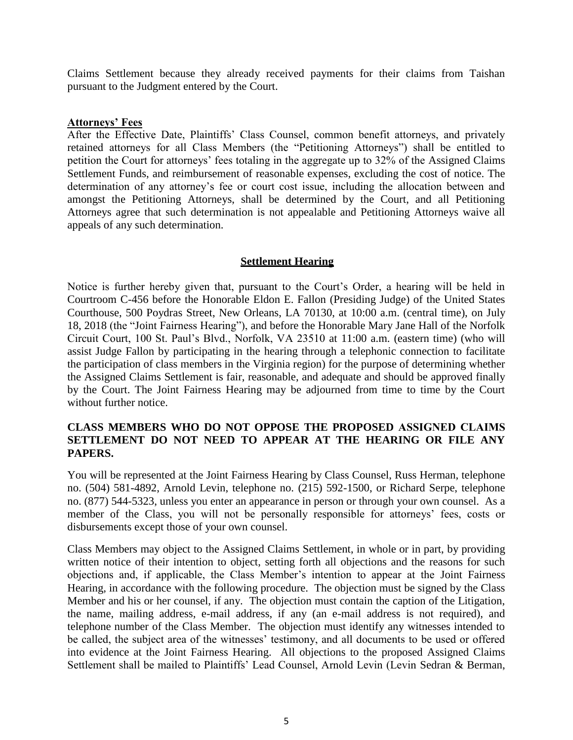Claims Settlement because they already received payments for their claims from Taishan pursuant to the Judgment entered by the Court.

**Attorneys' Fees**

After the Effective Date, Plaintiffs' Class Counsel, common benefit attorneys, and privately retained attorneys for all Class Members (the "Petitioning Attorneys") shall be entitled to petition the Court for attorneys' fees totaling in the aggregate up to 32% of the Assigned Claims Settlement Funds, and reimbursement of reasonable expenses, excluding the cost of notice. The determination of any attorney's fee or court cost issue, including the allocation between and amongst the Petitioning Attorneys, shall be determined by the Court, and all Petitioning Attorneys agree that such determination is not appealable and Petitioning Attorneys waive all appeals of any such determination.

## Settlement Hearing

Notice is further hereby given that, pursuant to the Court's Order, a hearing will be held in Courtroom C-456 before the Honorable Eldon E. Fallon (Presiding Judge) of the United States Courthouse, 500 Poydras Street, New Orleans, LA 70130, at 10:00 a.m. (central time), on July 18, 2018 (the "Joint Fairness Hearing"), and before the Honorable Mary Jane Hall of the Norfolk Circuit Court, 100 St. Paul's Blvd., Norfolk, VA 23510 at 11:00 a.m. (eastern time) (who will assist Judge Fallon by participating in the hearing through a telephonic connection to facilitate the participation of class members in the Virginia region) for the purpose of determining whether the Assigned Claims Settlement is fair, reasonable, and adequate and should be approved finally by the Court. The Joint Fairness Hearing may be adjourned from time to time by the Court without further notice.

**CLASS MEMBERS WHO DO NOT OPPOSE THE PROPOSED ASSIGNED CLAIMS SETTLEMENT DO NOT NEED TO APPEAR AT THE HEARING OR FILE ANY PAPERS.**

You will be represented at the Joint Fairness Hearing by Class Counsel, Russ Herman, telephone no. (504) 581-4892, Arnold Levin, telephone no. (215) 592-1500, or Richard Serpe, telephone no. (877) 544-5323, unless you enter an appearance in person or through your own counsel. As a member of the Class, you will not be personally responsible for attorneys' fees, costs or disbursements except those of your own counsel.

Class Members may object to the Assigned Claims Settlement, in whole or in part, by providing written notice of their intention to object, setting forth all objections and the reasons for such objections and, if applicable, the Class Member's intention to appear at the Joint Fairness Hearing, in accordance with the following procedure. The objection must be signed by the Class Member and his or her counsel, if any. The objection must contain the caption of the Litigation, the name, mailing address, e-mail address, if any (an e-mail address is not required), and telephone number of the Class Member. The objection must identify any witnesses intended to be called, the subject area of the witnesses' testimony, and all documents to be used or offered into evidence at the Joint Fairness Hearing. All objections to the proposed Assigned Claims Settlement shall be mailed to Plaintiffs' Lead Counsel, Arnold Levin (Levin Sedran & Berman,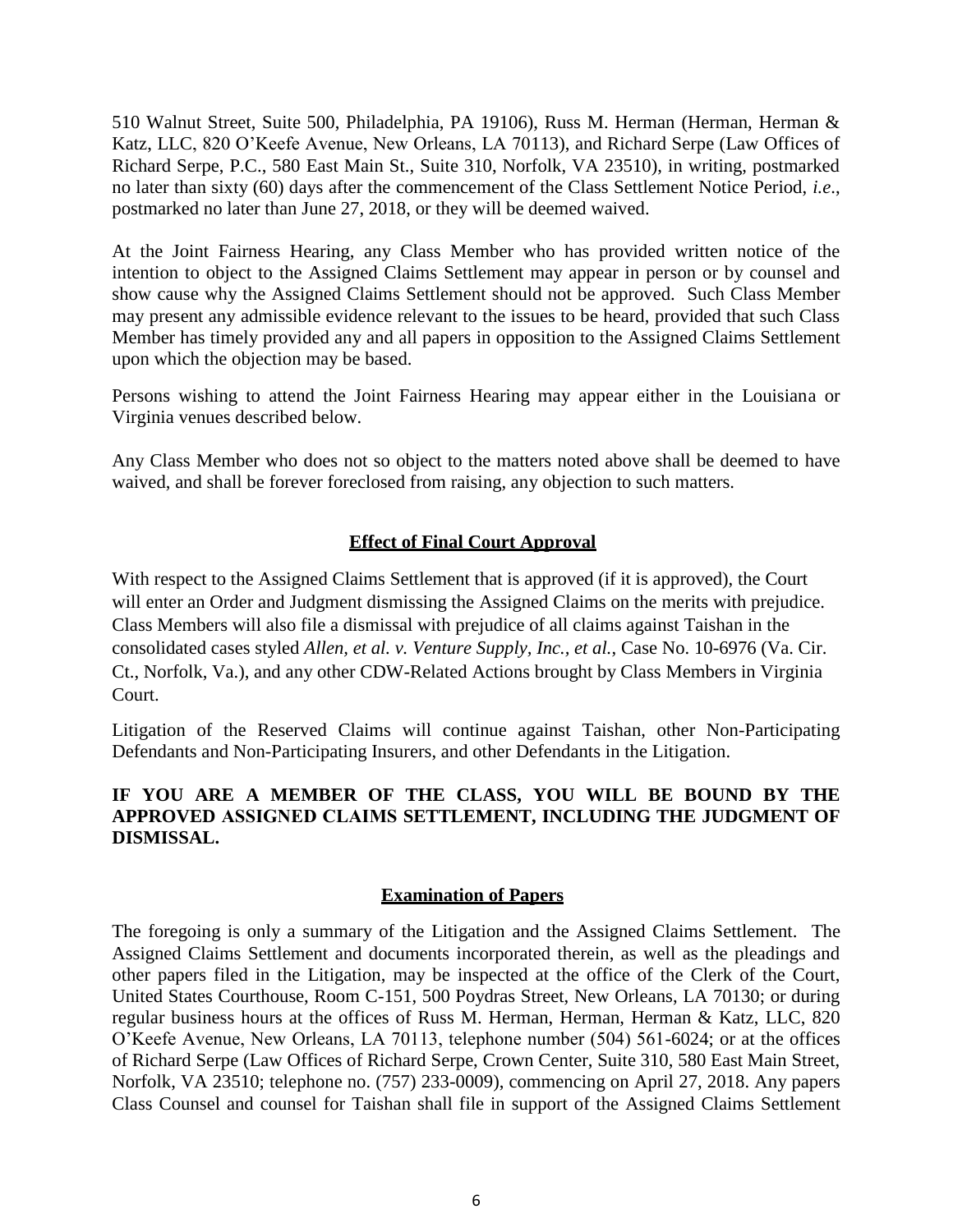510 Walnut Street, Suite 500, Philadelphia, PA 19106), Russ M. Herman (Herman, Herman & Katz, LLC, 820 O'Keefe Avenue, New Orleans, LA 70113), and Richard Serpe (Law Offices of Richard Serpe, P.C., 580 East Main St., Suite 310, Norfolk, VA 23510), in writing, postmarked no later than sixty (60) days after the commencement of the Class Settlement Notice Period, *i.e*., postmarked no later than June 27, 2018, or they will be deemed waived.

At the Joint Fairness Hearing, any Class Member who has provided written notice of the intention to object to the Assigned Claims Settlement may appear in person or by counsel and show cause why the Assigned Claims Settlement should not be approved. Such Class Member may present any admissible evidence relevant to the issues to be heard, provided that such Class Member has timely provided any and all papers in opposition to the Assigned Claims Settlement upon which the objection may be based.

Persons wishing to attend the Joint Fairness Hearing may appear either in the Louisiana or Virginia venues described below.

Any Class Member who does not so object to the matters noted above shall be deemed to have waived, and shall be forever foreclosed from raising, any objection to such matters.

## Effect of Final Court Approval

With respect to the Assigned Claims Settlement that is approved (if it is approved), the Court will enter an Order and Judgment dismissing the Assigned Claims on the merits with prejudice. Class Members will also file a dismissal with prejudice of all claims against Taishan in the consolidated cases styled *Allen, et al. v. Venture Supply, Inc., et al.*, Case No. 10-6976 (Va. Cir. Ct., Norfolk, Va.), and any other CDW-Related Actions brought by Class Members in Virginia Court.

Litigation of the Reserved Claims will continue against Taishan, other Non-Participating Defendants and Non-Participating Insurers, and other Defendants in the Litigation.

**IF YOU ARE A MEMBER OF THE CLASS, YOU WILL BE BOUND BY THE APPROVED ASSIGNED CLAIMS SETTLEMENT, INCLUDING THE JUDGMENT OF DISMISSAL.**

## Examination of Papers

The foregoing is only a summary of the Litigation and the Assigned Claims Settlement. The Assigned Claims Settlement and documents incorporated therein, as well as the pleadings and other papers filed in the Litigation, may be inspected at the office of the Clerk of the Court, United States Courthouse, Room C-151, 500 Poydras Street, New Orleans, LA 70130; or during regular business hours at the offices of Russ M. Herman, Herman, Herman & Katz, LLC, 820 O'Keefe Avenue, New Orleans, LA 70113, telephone number (504) 561-6024; or at the offices of Richard Serpe (Law Offices of Richard Serpe, Crown Center, Suite 310, 580 East Main Street, Norfolk, VA 23510; telephone no. (757) 233-0009), commencing on April 27, 2018. Any papers Class Counsel and counsel for Taishan shall file in support of the Assigned Claims Settlement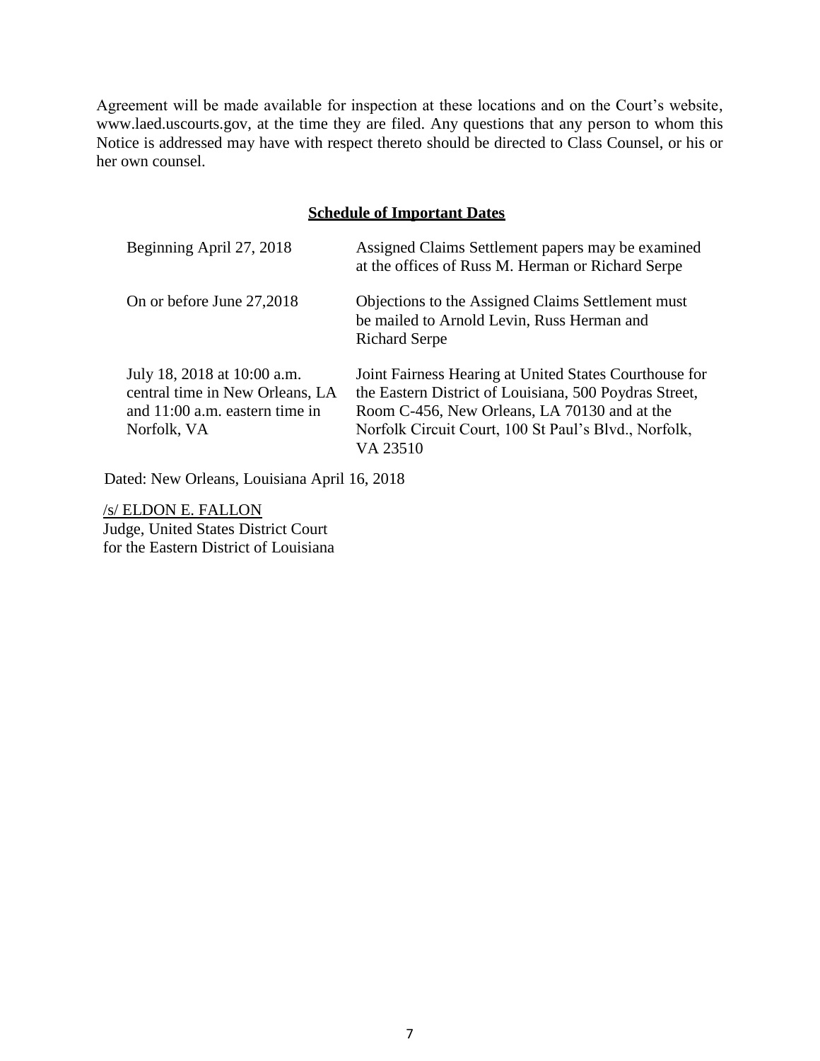Agreement will be made available for inspection at these locations and on the Court's website, www.laed.uscourts.gov, at the time they are filed. Any questions that any person to whom this Notice is addressed may have with respect thereto should be directed to Class Counsel, or his or her own counsel.

## **Schedule of Important Dates**

| | |
|---|---|
| Beginning April 27, 2018 | Assigned Claims Settlement papers may be examined at the offices of Russ M. Herman or Richard Serpe |
| On or before June 27,2018 | Objections to the Assigned Claims Settlement must be mailed to Arnold Levin, Russ Herman and Richard Serpe |
| July 18, 2018 at 10:00 a.m. central time in New Orleans, LA and 11:00 a.m. eastern time in Norfolk, VA | Joint Fairness Hearing at United States Courthouse for the Eastern District of Louisiana, 500 Poydras Street, Room C-456, New Orleans, LA 70130 and at the Norfolk Circuit Court, 100 St Paul's Blvd., Norfolk, VA 23510 |

Dated: New Orleans, Louisiana April 16, 2018

/s/ ELDON E. FALLON
Judge, United States District Court
for the Eastern District of Louisiana